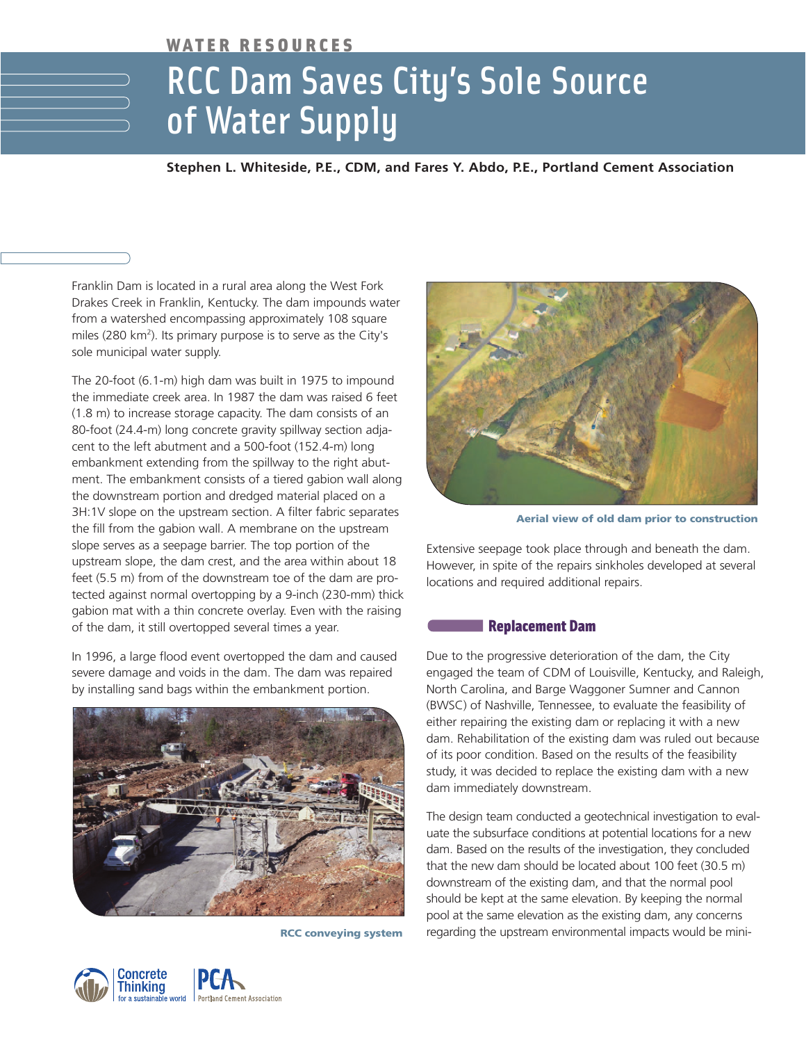WATER RESOURCES

# RCC Dam Saves City's Sole Source of Water Supply

**Stephen L. Whiteside, P.E., CDM, and Fares Y. Abdo, P.E., Portland Cement Association**

Franklin Dam is located in a rural area along the West Fork Drakes Creek in Franklin, Kentucky. The dam impounds water from a watershed encompassing approximately 108 square miles (280 $km^2$). Its primary purpose is to serve as the City's sole municipal water supply.

The 20-foot (6.1-m) high dam was built in 1975 to impound the immediate creek area. In 1987 the dam was raised 6 feet (1.8 m) to increase storage capacity. The dam consists of an 80-foot (24.4-m) long concrete gravity spillway section adjacent to the left abutment and a 500-foot (152.4-m) long embankment extending from the spillway to the right abutment. The embankment consists of a tiered gabion wall along the downstream portion and dredged material placed on a 3H:1V slope on the upstream section. A filter fabric separates the fill from the gabion wall. A membrane on the upstream slope serves as a seepage barrier. The top portion of the upstream slope, the dam crest, and the area within about 18 feet (5.5 m) from of the downstream toe of the dam are protected against normal overtopping by a 9-inch (230-mm) thick gabion mat with a thin concrete overlay. Even with the raising of the dam, it still overtopped several times a year.

In 1996, a large flood event overtopped the dam and caused severe damage and voids in the dam. The dam was repaired by installing sand bags within the embankment portion.

RCC conveying system

Aerial view of old dam prior to construction

Extensive seepage took place through and beneath the dam. However, in spite of the repairs sinkholes developed at several locations and required additional repairs.

## Replacement Dam

Due to the progressive deterioration of the dam, the City engaged the team of CDM of Louisville, Kentucky, and Raleigh, North Carolina, and Barge Waggoner Sumner and Cannon (BWSC) of Nashville, Tennessee, to evaluate the feasibility of either repairing the existing dam or replacing it with a new dam. Rehabilitation of the existing dam was ruled out because of its poor condition. Based on the results of the feasibility study, it was decided to replace the existing dam with a new dam immediately downstream.

The design team conducted a geotechnical investigation to evaluate the subsurface conditions at potential locations for a new dam. Based on the results of the investigation, they concluded that the new dam should be located about 100 feet (30.5 m) downstream of the existing dam, and that the normal pool should be kept at the same elevation. By keeping the normal pool at the same elevation as the existing dam, any concerns regarding the upstream environmental impacts would be mini-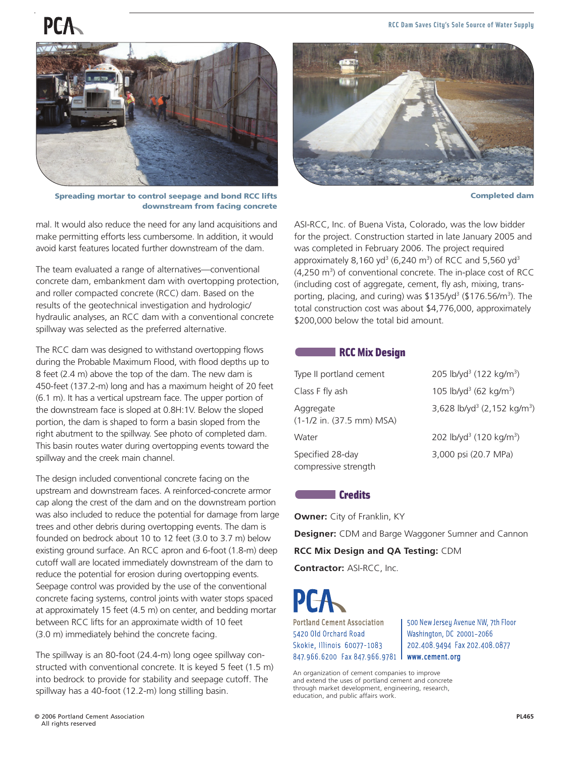Spreading mortar to control seepage and bond RCC lifts downstream from facing concrete

Completed dam

mal. It would also reduce the need for any land acquisitions and make permitting efforts less cumbersome. In addition, it would avoid karst features located further downstream of the dam.

The team evaluated a range of alternatives—conventional concrete dam, embankment dam with overtopping protection, and roller compacted concrete (RCC) dam. Based on the results of the geotechnical investigation and hydrologic/hydraulic analyses, an RCC dam with a conventional concrete spillway was selected as the preferred alternative.

The RCC dam was designed to withstand overtopping flows during the Probable Maximum Flood, with flood depths up to 8 feet (2.4 m) above the top of the dam. The new dam is 450-feet (137.2-m) long and has a maximum height of 20 feet (6.1 m). It has a vertical upstream face. The upper portion of the downstream face is sloped at 0.8H:1V. Below the sloped portion, the dam is shaped to form a basin sloped from the right abutment to the spillway. See photo of completed dam. This basin routes water during overtopping events toward the spillway and the creek main channel.

The design included conventional concrete facing on the upstream and downstream faces. A reinforced-concrete armor cap along the crest of the dam and on the downstream portion was also included to reduce the potential for damage from large trees and other debris during overtopping events. The dam is founded on bedrock about 10 to 12 feet (3.0 to 3.7 m) below existing ground surface. An RCC apron and 6-foot (1.8-m) deep cutoff wall are located immediately downstream of the dam to reduce the potential for erosion during overtopping events. Seepage control was provided by the use of the conventional concrete facing systems, control joints with water stops spaced at approximately 15 feet (4.5 m) on center, and bedding mortar between RCC lifts for an approximate width of 10 feet (3.0 m) immediately behind the concrete facing.

The spillway is an 80-foot (24.4-m) long ogee spillway constructed with conventional concrete. It is keyed 5 feet (1.5 m) into bedrock to provide for stability and seepage cutoff. The spillway has a 40-foot (12.2-m) long stilling basin.

ASI-RCC, Inc. of Buena Vista, Colorado, was the low bidder for the project. Construction started in late January 2005 and was completed in February 2006. The project required approximately 8,160 yd$^3$ (6,240 m$^3$) of RCC and 5,560 yd$^3$ (4,250 m$^3$) of conventional concrete. The in-place cost of RCC (including cost of aggregate, cement, fly ash, mixing, transporting, placing, and curing) was \$135/yd$^3$ (\$176.56/m$^3$). The total construction cost was about \$4,776,000, approximately \$200,000 below the total bid amount.

## RCC Mix Design

| | |
|---|---|
| Type II portland cement | 205 lb/yd$^3$ (122 kg/m$^3$) |
| Class F fly ash | 105 lb/yd$^3$ (62 kg/m$^3$) |
| Aggregate (1-1/2 in. (37.5 mm) MSA) | 3,628 lb/yd$^3$ (2,152 kg/m$^3$) |
| Water | 202 lb/yd$^3$ (120 kg/m$^3$) |
| Specified 28-day compressive strength | 3,000 psi (20.7 MPa) |

## Credits

**Owner:** City of Franklin, KY

**Designer:** CDM and Barge Waggoner Sumner and Cannon

**RCC Mix Design and QA Testing:** CDM

**Contractor:** ASI-RCC, Inc.

PCA

Portland Cement Association
5420 Old Orchard Road
Skokie, Illinois 60077-1083
847.966.6200 Fax 847.966.9781

500 New Jersey Avenue NW, 7th Floor
Washington, DC 20001-2066
202.408.9494 Fax 202.408.0877
**www.cement.org**

An organization of cement companies to improve and extend the uses of portland cement and concrete through market development, engineering, research, education, and public affairs work.

© 2006 Portland Cement Association
All rights reserved

PL465